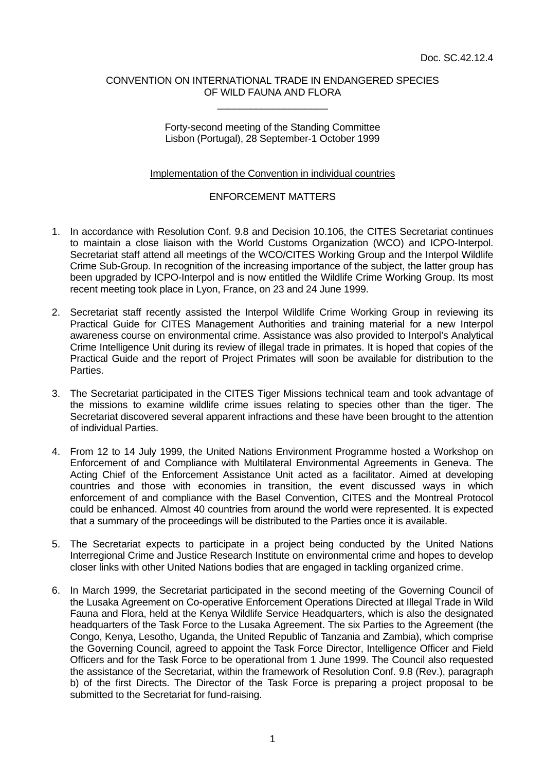Doc. SC.42.12.4

CONVENTION ON INTERNATIONAL TRADE IN ENDANGERED SPECIES
OF WILD FAUNA AND FLORA

\_\_\_\_\_\_\_\_\_\_\_\_\_\_\_\_\_\_\_\_

Forty-second meeting of the Standing Committee
Lisbon (Portugal), 28 September-1 October 1999

Implementation of the Convention in individual countries

ENFORCEMENT MATTERS

1. In accordance with Resolution Conf. 9.8 and Decision 10.106, the CITES Secretariat continues to maintain a close liaison with the World Customs Organization (WCO) and ICPO-Interpol. Secretariat staff attend all meetings of the WCO/CITES Working Group and the Interpol Wildlife Crime Sub-Group. In recognition of the increasing importance of the subject, the latter group has been upgraded by ICPO-Interpol and is now entitled the Wildlife Crime Working Group. Its most recent meeting took place in Lyon, France, on 23 and 24 June 1999.

2. Secretariat staff recently assisted the Interpol Wildlife Crime Working Group in reviewing its Practical Guide for CITES Management Authorities and training material for a new Interpol awareness course on environmental crime. Assistance was also provided to Interpol's Analytical Crime Intelligence Unit during its review of illegal trade in primates. It is hoped that copies of the Practical Guide and the report of Project Primates will soon be available for distribution to the Parties.

3. The Secretariat participated in the CITES Tiger Missions technical team and took advantage of the missions to examine wildlife crime issues relating to species other than the tiger. The Secretariat discovered several apparent infractions and these have been brought to the attention of individual Parties.

4. From 12 to 14 July 1999, the United Nations Environment Programme hosted a Workshop on Enforcement of and Compliance with Multilateral Environmental Agreements in Geneva. The Acting Chief of the Enforcement Assistance Unit acted as a facilitator. Aimed at developing countries and those with economies in transition, the event discussed ways in which enforcement of and compliance with the Basel Convention, CITES and the Montreal Protocol could be enhanced. Almost 40 countries from around the world were represented. It is expected that a summary of the proceedings will be distributed to the Parties once it is available.

5. The Secretariat expects to participate in a project being conducted by the United Nations Interregional Crime and Justice Research Institute on environmental crime and hopes to develop closer links with other United Nations bodies that are engaged in tackling organized crime.

6. In March 1999, the Secretariat participated in the second meeting of the Governing Council of the Lusaka Agreement on Co-operative Enforcement Operations Directed at Illegal Trade in Wild Fauna and Flora, held at the Kenya Wildlife Service Headquarters, which is also the designated headquarters of the Task Force to the Lusaka Agreement. The six Parties to the Agreement (the Congo, Kenya, Lesotho, Uganda, the United Republic of Tanzania and Zambia), which comprise the Governing Council, agreed to appoint the Task Force Director, Intelligence Officer and Field Officers and for the Task Force to be operational from 1 June 1999. The Council also requested the assistance of the Secretariat, within the framework of Resolution Conf. 9.8 (Rev.), paragraph b) of the first Directs. The Director of the Task Force is preparing a project proposal to be submitted to the Secretariat for fund-raising.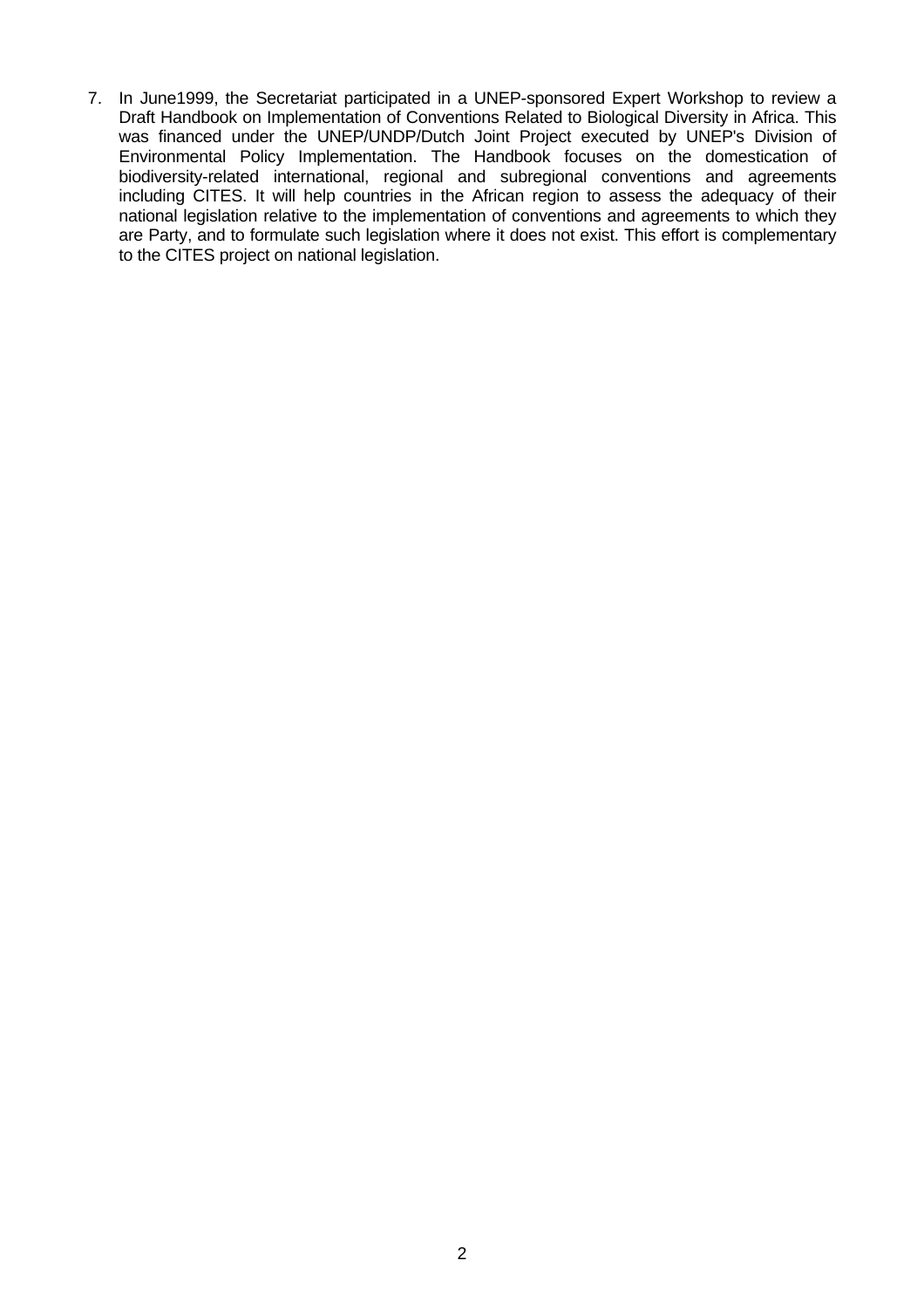7. In June1999, the Secretariat participated in a UNEP-sponsored Expert Workshop to review a Draft Handbook on Implementation of Conventions Related to Biological Diversity in Africa. This was financed under the UNEP/UNDP/Dutch Joint Project executed by UNEP's Division of Environmental Policy Implementation. The Handbook focuses on the domestication of biodiversity-related international, regional and subregional conventions and agreements including CITES. It will help countries in the African region to assess the adequacy of their national legislation relative to the implementation of conventions and agreements to which they are Party, and to formulate such legislation where it does not exist. This effort is complementary to the CITES project on national legislation.